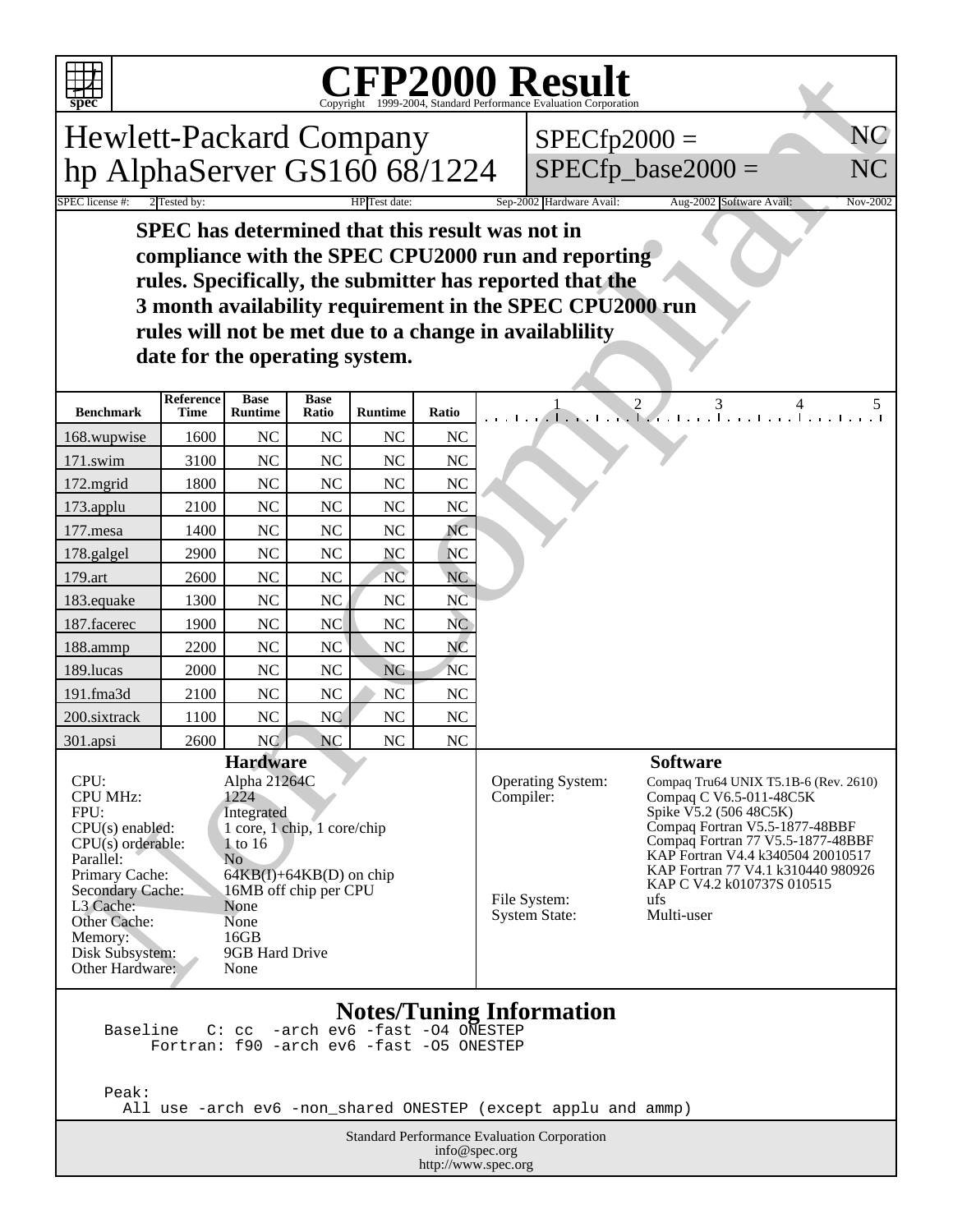# CFP2000 Result

Copyright 1999-2004, Standard Performance Evaluation Corporation

## Hewlett-Packard Company
## hp AlphaServer GS160 68/1224

SPECfp2000 = NC
SPECfp_base2000 = NC

| SPEC license #: | 2 | Tested by: | HP | Test date: | Sep-2002 | Hardware Avail: | Aug-2002 | Software Avail: | Nov-2002 |
|---|---|---|---|---|---|---|---|---|---|

**SPEC has determined that this result was not in compliance with the SPEC CPU2000 run and reporting rules. Specifically, the submitter has reported that the 3 month availability requirement in the SPEC CPU2000 run rules will not be met due to a change in availablility date for the operating system.**

| Benchmark | Reference Time | Base Runtime | Base Ratio | Runtime | Ratio |
|---|---|---|---|---|---|
| 168.wupwise | 1600 | NC | NC | NC | NC |
| 171.swim | 3100 | NC | NC | NC | NC |
| 172.mgrid | 1800 | NC | NC | NC | NC |
| 173.applu | 2100 | NC | NC | NC | NC |
| 177.mesa | 1400 | NC | NC | NC | NC |
| 178.galgel | 2900 | NC | NC | NC | NC |
| 179.art | 2600 | NC | NC | NC | NC |
| 183.equake | 1300 | NC | NC | NC | NC |
| 187.facerec | 1900 | NC | NC | NC | NC |
| 188.ammp | 2200 | NC | NC | NC | NC |
| 189.lucas | 2000 | NC | NC | NC | NC |
| 191.fma3d | 2100 | NC | NC | NC | NC |
| 200.sixtrack | 1100 | NC | NC | NC | NC |
| 301.apsi | 2600 | NC | NC | NC | NC |

### Hardware

| | |
|---|---|
| CPU: | Alpha 21264C |
| CPU MHz: | 1224 |
| FPU: | Integrated |
| CPU(s) enabled: | 1 core, 1 chip, 1 core/chip |
| CPU(s) orderable: | 1 to 16 |
| Parallel: | No |
| Primary Cache: | 64KB(I)+64KB(D) on chip |
| Secondary Cache: | 16MB off chip per CPU |
| L3 Cache: | None |
| Other Cache: | None |
| Memory: | 16GB |
| Disk Subsystem: | 9GB Hard Drive |
| Other Hardware: | None |

### Software

| | |
|---|---|
| Operating System: | Compaq Tru64 UNIX T5.1B-6 (Rev. 2610) |
| Compiler: | Compaq C V6.5-011-48C5K<br>Spike V5.2 (506 48C5K)<br>Compaq Fortran V5.5-1877-48BBF<br>Compaq Fortran 77 V5.5-1877-48BBF<br>KAP Fortran V4.4 k340504 20010517<br>KAP Fortran 77 V4.1 k310440 980926<br>KAP C V4.2 k010737S 010515 |
| File System: | ufs |
| System State: | Multi-user |

### Notes/Tuning Information

```
Baseline   C: cc  -arch ev6 -fast -O4 ONESTEP
     Fortran: f90 -arch ev6 -fast -O5 ONESTEP


Peak:
  All use -arch ev6 -non_shared ONESTEP (except applu and ammp)
```

Standard Performance Evaluation Corporation
info@spec.org
http://www.spec.org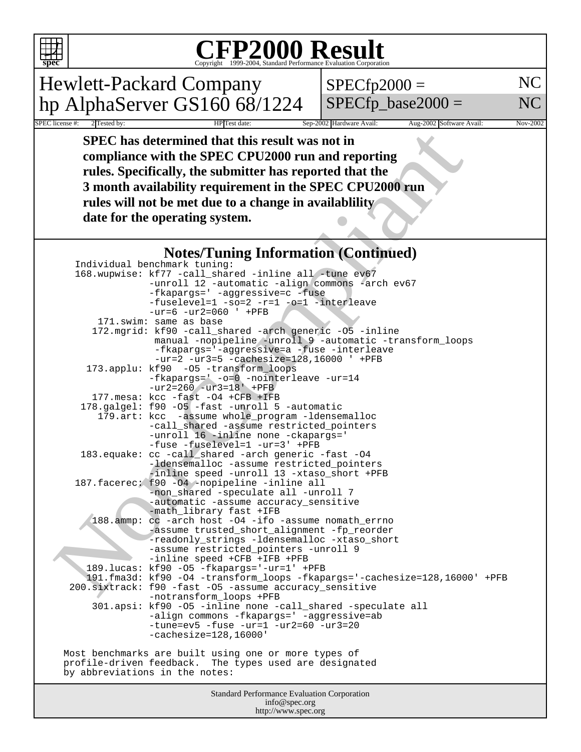# CFP2000 Result

Copyright 1999-2004, Standard Performance Evaluation Corporation

## Hewlett-Packard Company
## hp AlphaServer GS160 68/1224

SPECfp2000 = NC

SPECfp_base2000 = NC

| SPEC license #: | 2 | Tested by: | HP | Test date: | Sep-2002 | Hardware Avail: | Aug-2002 | Software Avail: | Nov-2002 |
|---|---|---|---|---|---|---|---|---|---|

**SPEC has determined that this result was not in compliance with the SPEC CPU2000 run and reporting rules. Specifically, the submitter has reported that the 3 month availability requirement in the SPEC CPU2000 run rules will not be met due to a change in availablility date for the operating system.**

### Notes/Tuning Information (Continued)

```
Individual benchmark tuning:
168.wupwise: kf77 -call_shared -inline all -tune ev67
             -unroll 12 -automatic -align commons -arch ev67
             -fkapargs=' -aggressive=c -fuse
             -fuselevel=1 -so=2 -r=1 -o=1 -interleave
             -ur=6 -ur2=060 ' +PFB
   171.swim: same as base
  172.mgrid: kf90 -call_shared -arch generic -O5 -inline
              manual -nopipeline -unroll 9 -automatic -transform_loops
              -fkapargs='-aggressive=a -fuse -interleave
              -ur=2 -ur3=5 -cachesize=128,16000 ' +PFB
  173.applu: kf90  -O5 -transform_loops
             -fkapargs=' -o=0 -nointerleave -ur=14
             -ur2=260 -ur3=18' +PFB
   177.mesa: kcc -fast -O4 +CFB +IFB
 178.galgel: f90 -O5 -fast -unroll 5 -automatic
    179.art: kcc  -assume whole_program -ldensemalloc
             -call_shared -assume restricted_pointers
             -unroll 16 -inline none -ckapargs='
             -fuse -fuselevel=1 -ur=3' +PFB
 183.equake: cc -call_shared -arch generic -fast -O4
             -ldensemalloc -assume restricted_pointers
             -inline speed -unroll 13 -xtaso_short +PFB
187.facerec: f90 -O4 -nopipeline -inline all
             -non_shared -speculate all -unroll 7
             -automatic -assume accuracy_sensitive
             -math_library fast +IFB
   188.ammp: cc -arch host -O4 -ifo -assume nomath_errno
             -assume trusted_short_alignment -fp_reorder
             -readonly_strings -ldensemalloc -xtaso_short
             -assume restricted_pointers -unroll 9
             -inline speed +CFB +IFB +PFB
  189.lucas: kf90 -O5 -fkapargs='-ur=1' +PFB
  191.fma3d: kf90 -O4 -transform_loops -fkapargs='-cachesize=128,16000' +PFB
200.sixtrack: f90 -fast -O5 -assume accuracy_sensitive
             -notransform_loops +PFB
   301.apsi: kf90 -O5 -inline none -call_shared -speculate all
             -align commons -fkapargs=' -aggressive=ab
             -tune=ev5 -fuse -ur=1 -ur2=60 -ur3=20
             -cachesize=128,16000'

Most benchmarks are built using one or more types of
profile-driven feedback.  The types used are designated
by abbreviations in the notes:
```

Standard Performance Evaluation Corporation
info@spec.org
http://www.spec.org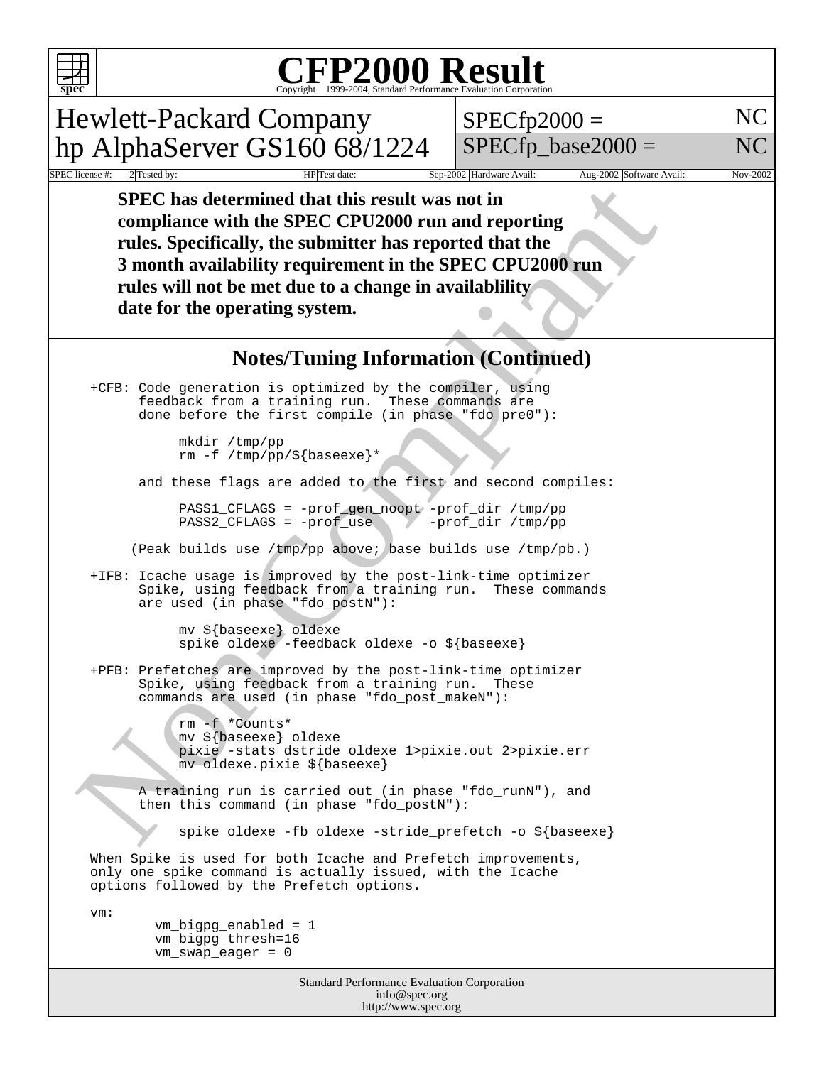# CFP2000 Result

Copyright 1999-2004, Standard Performance Evaluation Corporation

## Hewlett-Packard Company
## hp AlphaServer GS160 68/1224

SPECfp2000 = NC

SPECfp_base2000 = NC

| SPEC license #: | 2 | Tested by: | HP | Test date: | Sep-2002 | Hardware Avail: | Aug-2002 | Software Avail: | Nov-2002 |
|---|---|---|---|---|---|---|---|---|---|

**SPEC has determined that this result was not in compliance with the SPEC CPU2000 run and reporting rules. Specifically, the submitter has reported that the 3 month availability requirement in the SPEC CPU2000 run rules will not be met due to a change in availablility date for the operating system.**

## Notes/Tuning Information (Continued)

```
+CFB: Code generation is optimized by the compiler, using
      feedback from a training run.  These commands are
      done before the first compile (in phase "fdo_pre0"):

            mkdir /tmp/pp
            rm -f /tmp/pp/${baseexe}*

      and these flags are added to the first and second compiles:

            PASS1_CFLAGS = -prof_gen_noopt -prof_dir /tmp/pp
            PASS2_CFLAGS = -prof_use        -prof_dir /tmp/pp

     (Peak builds use /tmp/pp above; base builds use /tmp/pb.)

+IFB: Icache usage is improved by the post-link-time optimizer
      Spike, using feedback from a training run.  These commands
      are used (in phase "fdo_postN"):

            mv ${baseexe} oldexe
            spike oldexe -feedback oldexe -o ${baseexe}

+PFB: Prefetches are improved by the post-link-time optimizer
      Spike, using feedback from a training run.  These
      commands are used (in phase "fdo_post_makeN"):

            rm -f *Counts*
            mv ${baseexe} oldexe
            pixie -stats dstride oldexe 1>pixie.out 2>pixie.err
            mv oldexe.pixie ${baseexe}

      A training run is carried out (in phase "fdo_runN"), and
      then this command (in phase "fdo_postN"):

            spike oldexe -fb oldexe -stride_prefetch -o ${baseexe}

When Spike is used for both Icache and Prefetch improvements,
only one spike command is actually issued, with the Icache
options followed by the Prefetch options.

vm:
        vm_bigpg_enabled = 1
        vm_bigpg_thresh=16
        vm_swap_eager = 0
```

Standard Performance Evaluation Corporation
info@spec.org
http://www.spec.org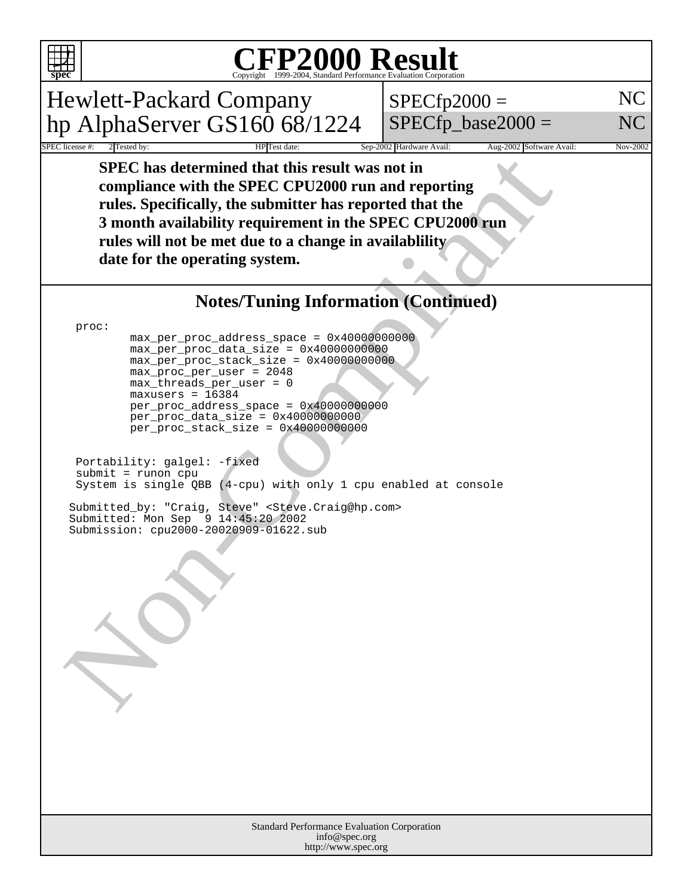# CFP2000 Result

Copyright 1999-2004, Standard Performance Evaluation Corporation

## Hewlett-Packard Company
## hp AlphaServer GS160 68/1224

SPECfp2000 = NC

SPECfp_base2000 = NC

| SPEC license #: | 2 | Tested by: | HP | Test date: | Sep-2002 | Hardware Avail: | Aug-2002 | Software Avail: | Nov-2002 |
|---|---|---|---|---|---|---|---|---|---|

**SPEC has determined that this result was not in compliance with the SPEC CPU2000 run and reporting rules. Specifically, the submitter has reported that the 3 month availability requirement in the SPEC CPU2000 run rules will not be met due to a change in availablility date for the operating system.**

## Notes/Tuning Information (Continued)

```
proc:
        max_per_proc_address_space = 0x40000000000
        max_per_proc_data_size = 0x40000000000
        max_per_proc_stack_size = 0x40000000000
        max_proc_per_user = 2048
        max_threads_per_user = 0
        maxusers = 16384
        per_proc_address_space = 0x40000000000
        per_proc_data_size = 0x40000000000
        per_proc_stack_size = 0x40000000000


Portability: galgel: -fixed
submit = runon cpu
System is single QBB (4-cpu) with only 1 cpu enabled at console

Submitted_by: "Craig, Steve" <Steve.Craig@hp.com>
Submitted: Mon Sep  9 14:45:20 2002
Submission: cpu2000-20020909-01622.sub
```

Standard Performance Evaluation Corporation
info@spec.org
http://www.spec.org